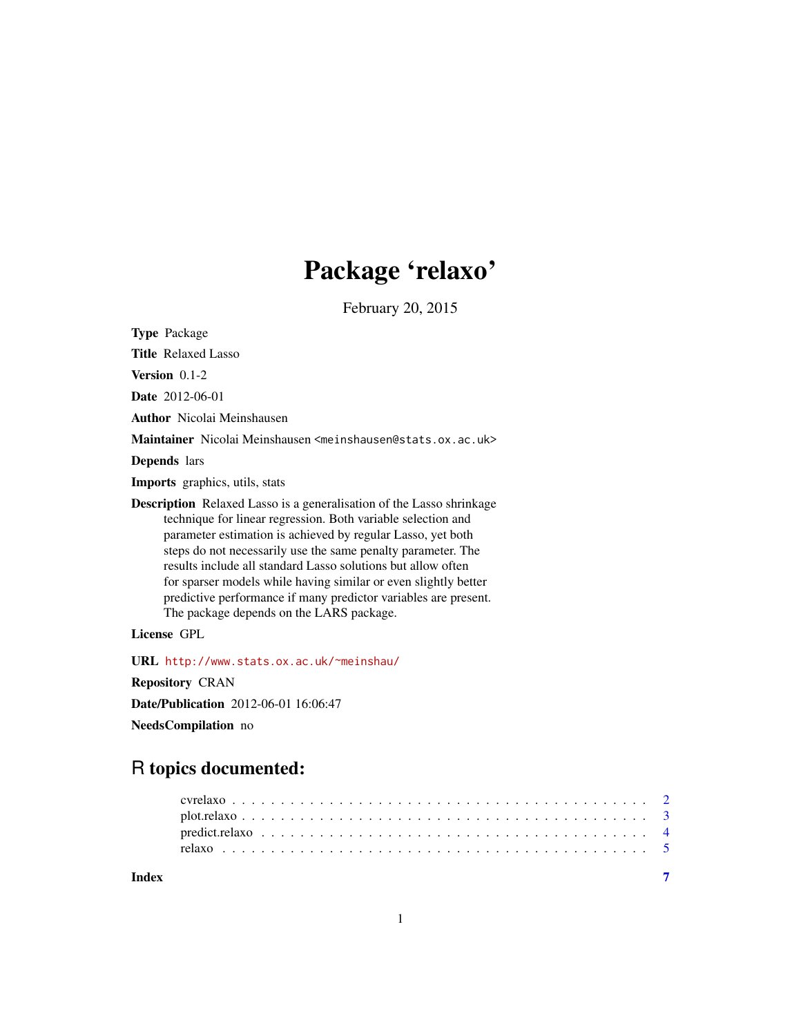# Package 'relaxo'

February 20, 2015

**Type** Package

**Title** Relaxed Lasso

**Version** 0.1-2

**Date** 2012-06-01

**Author** Nicolai Meinshausen

**Maintainer** Nicolai Meinshausen <meinshausen@stats.ox.ac.uk>

**Depends** lars

**Imports** graphics, utils, stats

**Description** Relaxed Lasso is a generalisation of the Lasso shrinkage technique for linear regression. Both variable selection and parameter estimation is achieved by regular Lasso, yet both steps do not necessarily use the same penalty parameter. The results include all standard Lasso solutions but allow often for sparser models while having similar or even slightly better predictive performance if many predictor variables are present. The package depends on the LARS package.

**License** GPL

**URL** http://www.stats.ox.ac.uk/~meinshau/

**Repository** CRAN

**Date/Publication** 2012-06-01 16:06:47

**NeedsCompilation** no

## R topics documented:

- cvrelaxo . . . . . . . . . . . . . . . . . . . . . . . . . . . . . . . . . . . . . . . . . 2
- plot.relaxo . . . . . . . . . . . . . . . . . . . . . . . . . . . . . . . . . . . . . . . . 3
- predict.relaxo . . . . . . . . . . . . . . . . . . . . . . . . . . . . . . . . . . . . . . . 4
- relaxo . . . . . . . . . . . . . . . . . . . . . . . . . . . . . . . . . . . . . . . . . . 5

**Index** **7**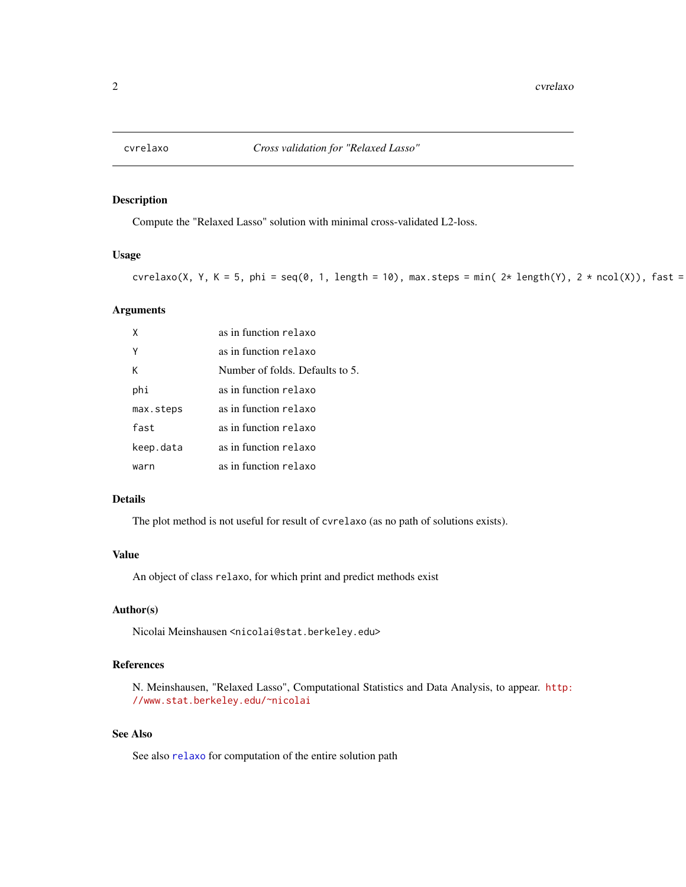cvrelaxo    *Cross validation for "Relaxed Lasso"*

## Description

Compute the "Relaxed Lasso" solution with minimal cross-validated L2-loss.

## Usage

```
cvrelaxo(X, Y, K = 5, phi = seq(0, 1, length = 10), max.steps = min( 2* length(Y), 2 * ncol(X)), fast =
```

## Arguments

| | |
|---|---|
| X | as in function relaxo |
| Y | as in function relaxo |
| K | Number of folds. Defaults to 5. |
| phi | as in function relaxo |
| max.steps | as in function relaxo |
| fast | as in function relaxo |
| keep.data | as in function relaxo |
| warn | as in function relaxo |

## Details

The plot method is not useful for result of cvrelaxo (as no path of solutions exists).

## Value

An object of class relaxo, for which print and predict methods exist

## Author(s)

Nicolai Meinshausen <nicolai@stat.berkeley.edu>

## References

N. Meinshausen, "Relaxed Lasso", Computational Statistics and Data Analysis, to appear. http://www.stat.berkeley.edu/~nicolai

## See Also

See also relaxo for computation of the entire solution path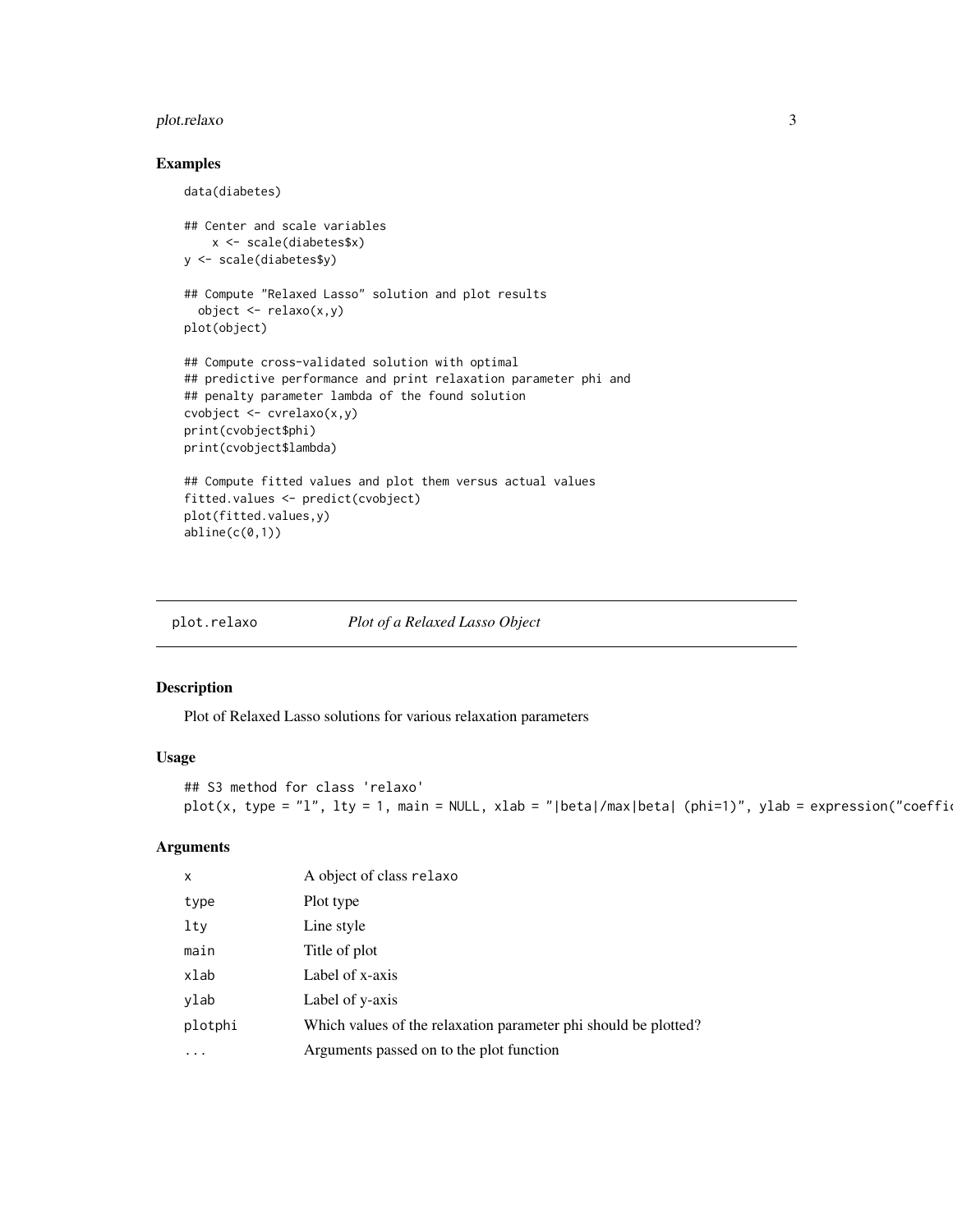## Examples

```
data(diabetes)

## Center and scale variables
    x <- scale(diabetes$x)
y <- scale(diabetes$y)

## Compute "Relaxed Lasso" solution and plot results
  object <- relaxo(x,y)
plot(object)

## Compute cross-validated solution with optimal
## predictive performance and print relaxation parameter phi and
## penalty parameter lambda of the found solution
cvobject <- cvrelaxo(x,y)
print(cvobject$phi)
print(cvobject$lambda)

## Compute fitted values and plot them versus actual values
fitted.values <- predict(cvobject)
plot(fitted.values,y)
abline(c(0,1))
```

---

## plot.relaxo &nbsp;&nbsp;&nbsp; *Plot of a Relaxed Lasso Object*

---

### Description

Plot of Relaxed Lasso solutions for various relaxation parameters

### Usage

```
## S3 method for class 'relaxo'
plot(x, type = "l", lty = 1, main = NULL, xlab = "|beta|/max|beta| (phi=1)", ylab = expression("coeffic
```

### Arguments

| | |
|---|---|
| `x` | A object of class `relaxo` |
| `type` | Plot type |
| `lty` | Line style |
| `main` | Title of plot |
| `xlab` | Label of x-axis |
| `ylab` | Label of y-axis |
| `plotphi` | Which values of the relaxation parameter phi should be plotted? |
| `...` | Arguments passed on to the plot function |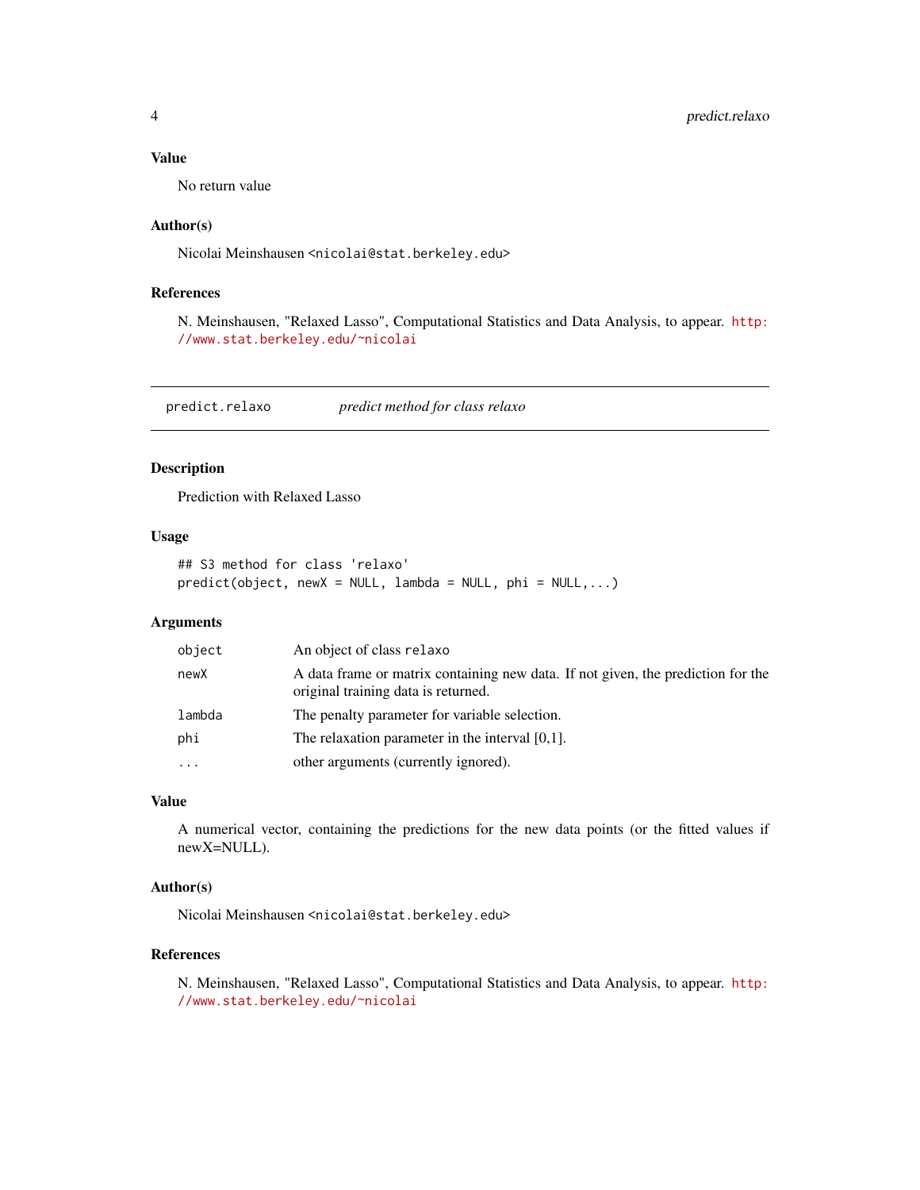### Value

No return value

### Author(s)

Nicolai Meinshausen <nicolai@stat.berkeley.edu>

### References

N. Meinshausen, "Relaxed Lasso", Computational Statistics and Data Analysis, to appear. http://www.stat.berkeley.edu/~nicolai

---

## predict.relaxo — *predict method for class relaxo*

---

### Description

Prediction with Relaxed Lasso

### Usage

```
## S3 method for class 'relaxo'
predict(object, newX = NULL, lambda = NULL, phi = NULL,...)
```

### Arguments

| | |
|---|---|
| `object` | An object of class `relaxo` |
| `newX` | A data frame or matrix containing new data. If not given, the prediction for the original training data is returned. |
| `lambda` | The penalty parameter for variable selection. |
| `phi` | The relaxation parameter in the interval [0,1]. |
| `...` | other arguments (currently ignored). |

### Value

A numerical vector, containing the predictions for the new data points (or the fitted values if newX=NULL).

### Author(s)

Nicolai Meinshausen <nicolai@stat.berkeley.edu>

### References

N. Meinshausen, "Relaxed Lasso", Computational Statistics and Data Analysis, to appear. http://www.stat.berkeley.edu/~nicolai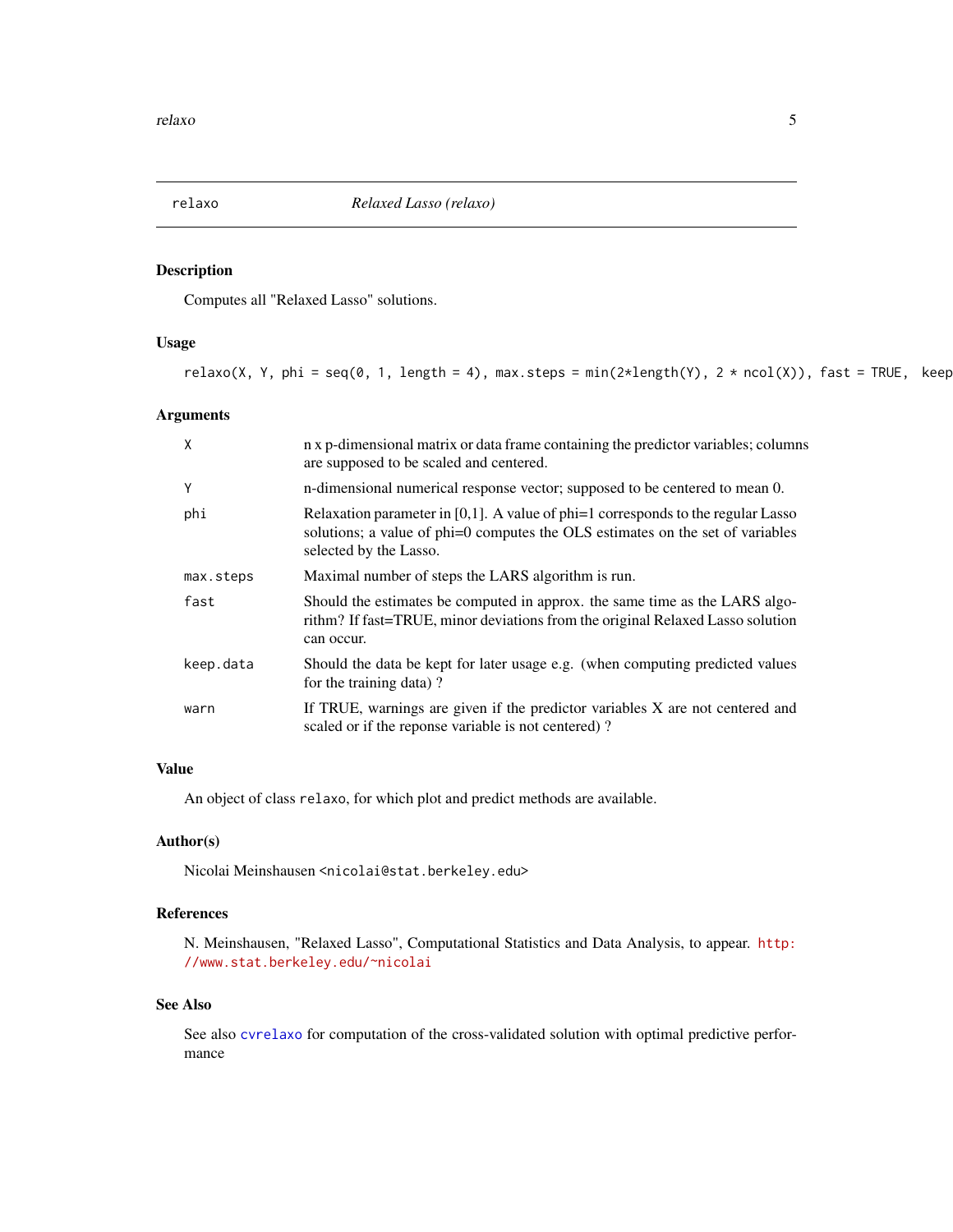relaxo    *Relaxed Lasso (relaxo)*

## Description

Computes all "Relaxed Lasso" solutions.

## Usage

```
relaxo(X, Y, phi = seq(0, 1, length = 4), max.steps = min(2*length(Y), 2 * ncol(X)), fast = TRUE,  keep
```

## Arguments

| | |
|---|---|
| X | n x p-dimensional matrix or data frame containing the predictor variables; columns are supposed to be scaled and centered. |
| Y | n-dimensional numerical response vector; supposed to be centered to mean 0. |
| phi | Relaxation parameter in [0,1]. A value of phi=1 corresponds to the regular Lasso solutions; a value of phi=0 computes the OLS estimates on the set of variables selected by the Lasso. |
| max.steps | Maximal number of steps the LARS algorithm is run. |
| fast | Should the estimates be computed in approx. the same time as the LARS algorithm? If fast=TRUE, minor deviations from the original Relaxed Lasso solution can occur. |
| keep.data | Should the data be kept for later usage e.g. (when computing predicted values for the training data) ? |
| warn | If TRUE, warnings are given if the predictor variables X are not centered and scaled or if the reponse variable is not centered) ? |

## Value

An object of class `relaxo`, for which plot and predict methods are available.

## Author(s)

Nicolai Meinshausen <nicolai@stat.berkeley.edu>

## References

N. Meinshausen, "Relaxed Lasso", Computational Statistics and Data Analysis, to appear. http://www.stat.berkeley.edu/~nicolai

## See Also

See also `cvrelaxo` for computation of the cross-validated solution with optimal predictive performance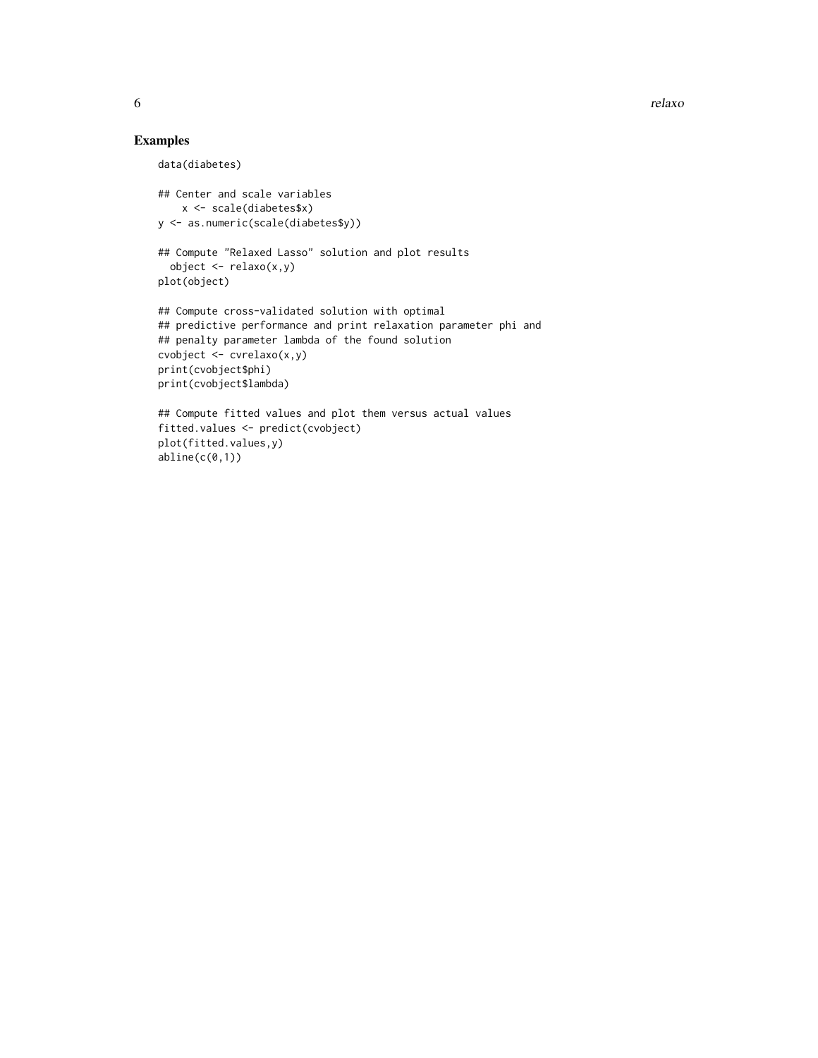## Examples

```
data(diabetes)

## Center and scale variables
    x <- scale(diabetes$x)
y <- as.numeric(scale(diabetes$y))

## Compute "Relaxed Lasso" solution and plot results
  object <- relaxo(x,y)
plot(object)

## Compute cross-validated solution with optimal
## predictive performance and print relaxation parameter phi and
## penalty parameter lambda of the found solution
cvobject <- cvrelaxo(x,y)
print(cvobject$phi)
print(cvobject$lambda)

## Compute fitted values and plot them versus actual values
fitted.values <- predict(cvobject)
plot(fitted.values,y)
abline(c(0,1))
```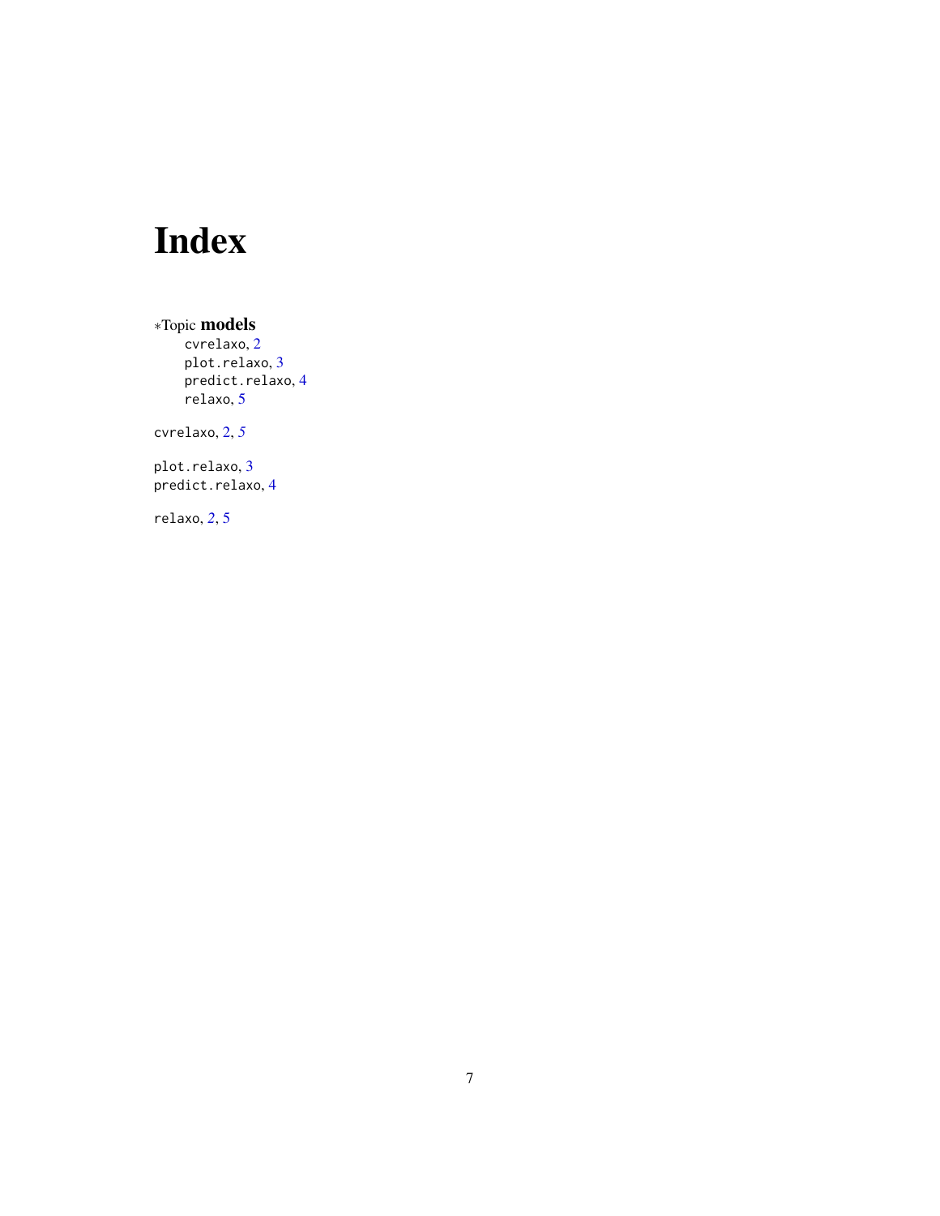# Index

*Topic **models**
- cvrelaxo, 2
- plot.relaxo, 3
- predict.relaxo, 4
- relaxo, 5

cvrelaxo, 2, *5*

plot.relaxo, 3
predict.relaxo, 4

relaxo, *2*, 5